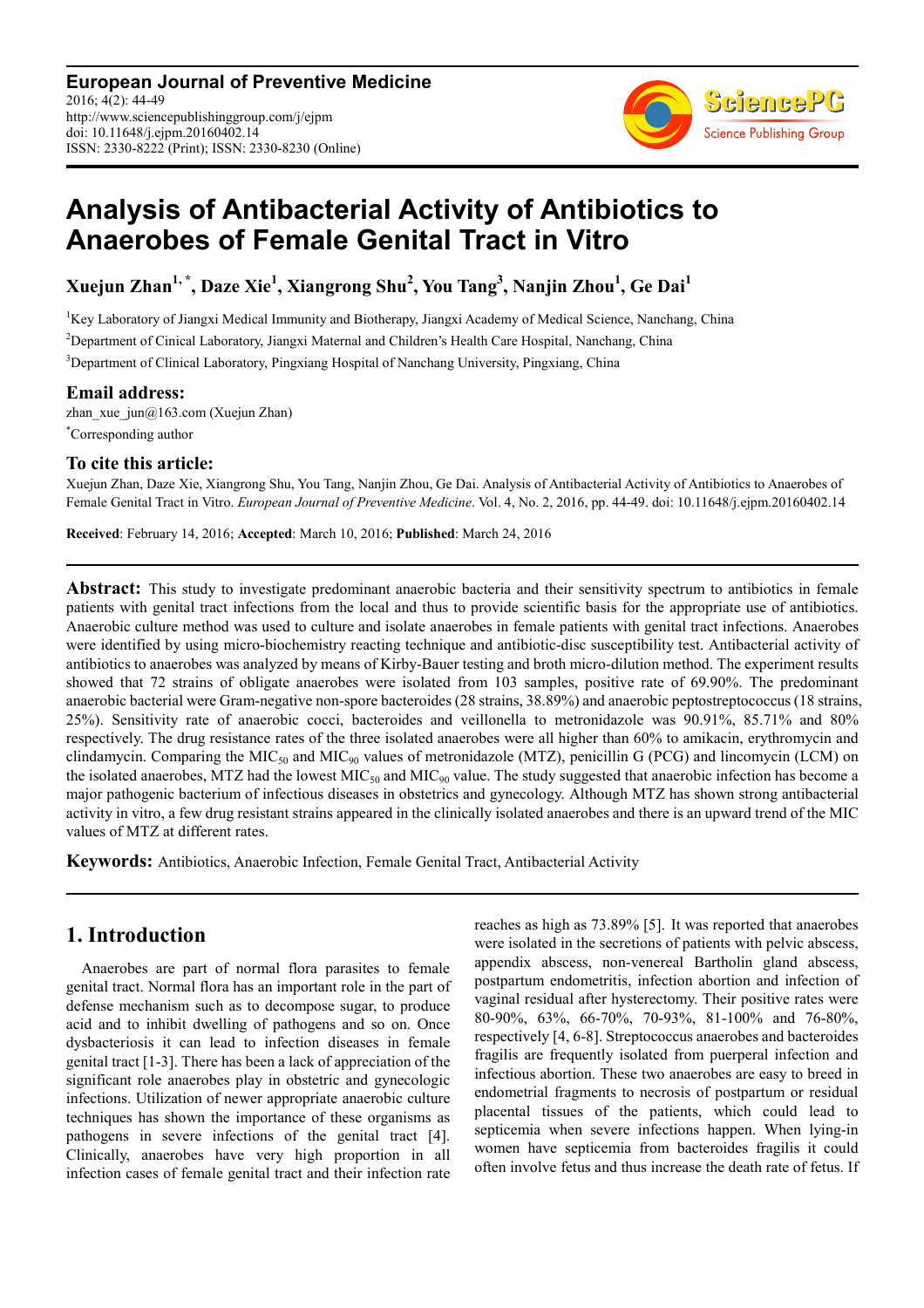European Journal of Preventive Medicine
2016; 4(2): 44-49
http://www.sciencepublishinggroup.com/j/ejpm
doi: 10.11648/j.ejpm.20160402.14
ISSN: 2330-8222 (Print); ISSN: 2330-8230 (Online)

# Analysis of Antibacterial Activity of Antibiotics to Anaerobes of Female Genital Tract in Vitro

**Xuejun Zhan[1, *], Daze Xie[1], Xiangrong Shu[2], You Tang[3], Nanjin Zhou[1], Ge Dai[1]**

[1]Key Laboratory of Jiangxi Medical Immunity and Biotherapy, Jiangxi Academy of Medical Science, Nanchang, China

[2]Department of Cinical Laboratory, Jiangxi Maternal and Children's Health Care Hospital, Nanchang, China

[3]Department of Clinical Laboratory, Pingxiang Hospital of Nanchang University, Pingxiang, China

## Email address:

zhan_xue_jun@163.com (Xuejun Zhan)

*Corresponding author

## To cite this article:

Xuejun Zhan, Daze Xie, Xiangrong Shu, You Tang, Nanjin Zhou, Ge Dai. Analysis of Antibacterial Activity of Antibiotics to Anaerobes of Female Genital Tract in Vitro. *European Journal of Preventive Medicine*. Vol. 4, No. 2, 2016, pp. 44-49. doi: 10.11648/j.ejpm.20160402.14

**Received**: February 14, 2016; **Accepted**: March 10, 2016; **Published**: March 24, 2016

**Abstract:** This study to investigate predominant anaerobic bacteria and their sensitivity spectrum to antibiotics in female patients with genital tract infections from the local and thus to provide scientific basis for the appropriate use of antibiotics. Anaerobic culture method was used to culture and isolate anaerobes in female patients with genital tract infections. Anaerobes were identified by using micro-biochemistry reacting technique and antibiotic-disc susceptibility test. Antibacterial activity of antibiotics to anaerobes was analyzed by means of Kirby-Bauer testing and broth micro-dilution method. The experiment results showed that 72 strains of obligate anaerobes were isolated from 103 samples, positive rate of 69.90%. The predominant anaerobic bacterial were Gram-negative non-spore bacteroides (28 strains, 38.89%) and anaerobic peptostreptococcus (18 strains, 25%). Sensitivity rate of anaerobic cocci, bacteroides and veillonella to metronidazole was 90.91%, 85.71% and 80% respectively. The drug resistance rates of the three isolated anaerobes were all higher than 60% to amikacin, erythromycin and clindamycin. Comparing the $MIC_{50}$ and $MIC_{90}$ values of metronidazole (MTZ), penicillin G (PCG) and lincomycin (LCM) on the isolated anaerobes, MTZ had the lowest $MIC_{50}$ and $MIC_{90}$ value. The study suggested that anaerobic infection has become a major pathogenic bacterium of infectious diseases in obstetrics and gynecology. Although MTZ has shown strong antibacterial activity in vitro, a few drug resistant strains appeared in the clinically isolated anaerobes and there is an upward trend of the MIC values of MTZ at different rates.

**Keywords:** Antibiotics, Anaerobic Infection, Female Genital Tract, Antibacterial Activity

## 1. Introduction

Anaerobes are part of normal flora parasites to female genital tract. Normal flora has an important role in the part of defense mechanism such as to decompose sugar, to produce acid and to inhibit dwelling of pathogens and so on. Once dysbacteriosis it can lead to infection diseases in female genital tract [1-3]. There has been a lack of appreciation of the significant role anaerobes play in obstetric and gynecologic infections. Utilization of newer appropriate anaerobic culture techniques has shown the importance of these organisms as pathogens in severe infections of the genital tract [4]. Clinically, anaerobes have very high proportion in all infection cases of female genital tract and their infection rate reaches as high as 73.89% [5]. It was reported that anaerobes were isolated in the secretions of patients with pelvic abscess, appendix abscess, non-venereal Bartholin gland abscess, postpartum endometritis, infection abortion and infection of vaginal residual after hysterectomy. Their positive rates were 80-90%, 63%, 66-70%, 70-93%, 81-100% and 76-80%, respectively [4, 6-8]. Streptococcus anaerobes and bacteroides fragilis are frequently isolated from puerperal infection and infectious abortion. These two anaerobes are easy to breed in endometrial fragments to necrosis of postpartum or residual placental tissues of the patients, which could lead to septicemia when severe infections happen. When lying-in women have septicemia from bacteroides fragilis it could often involve fetus and thus increase the death rate of fetus. If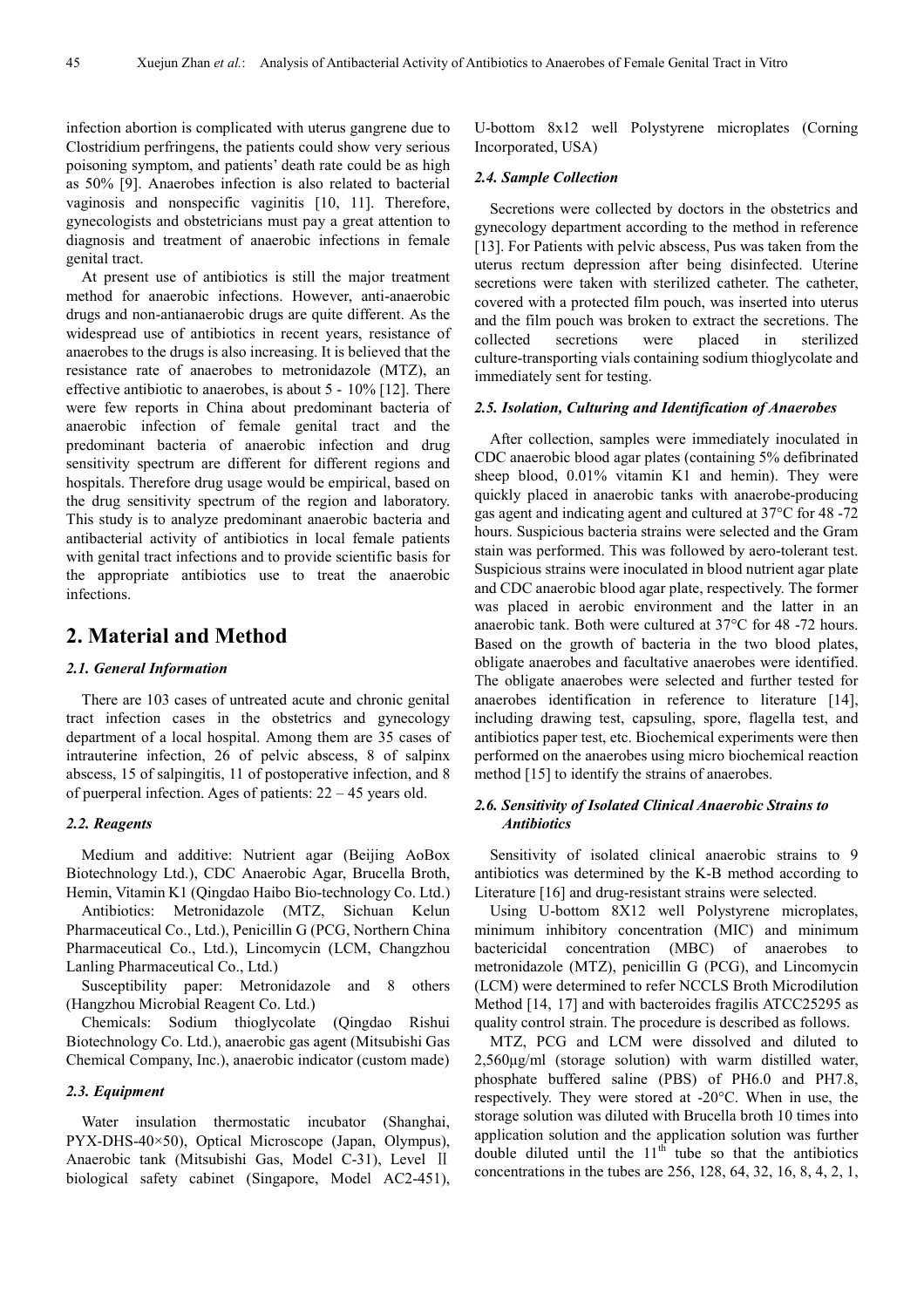infection abortion is complicated with uterus gangrene due to Clostridium perfringens, the patients could show very serious poisoning symptom, and patients' death rate could be as high as 50% [9]. Anaerobes infection is also related to bacterial vaginosis and nonspecific vaginitis [10, 11]. Therefore, gynecologists and obstetricians must pay a great attention to diagnosis and treatment of anaerobic infections in female genital tract.

At present use of antibiotics is still the major treatment method for anaerobic infections. However, anti-anaerobic drugs and non-antianaerobic drugs are quite different. As the widespread use of antibiotics in recent years, resistance of anaerobes to the drugs is also increasing. It is believed that the resistance rate of anaerobes to metronidazole (MTZ), an effective antibiotic to anaerobes, is about 5 - 10% [12]. There were few reports in China about predominant bacteria of anaerobic infection of female genital tract and the predominant bacteria of anaerobic infection and drug sensitivity spectrum are different for different regions and hospitals. Therefore drug usage would be empirical, based on the drug sensitivity spectrum of the region and laboratory. This study is to analyze predominant anaerobic bacteria and antibacterial activity of antibiotics in local female patients with genital tract infections and to provide scientific basis for the appropriate antibiotics use to treat the anaerobic infections.

# 2. Material and Method

### 2.1. General Information

There are 103 cases of untreated acute and chronic genital tract infection cases in the obstetrics and gynecology department of a local hospital. Among them are 35 cases of intrauterine infection, 26 of pelvic abscess, 8 of salpinx abscess, 15 of salpingitis, 11 of postoperative infection, and 8 of puerperal infection. Ages of patients: 22 – 45 years old.

### 2.2. Reagents

Medium and additive: Nutrient agar (Beijing AoBox Biotechnology Ltd.), CDC Anaerobic Agar, Brucella Broth, Hemin, Vitamin K1 (Qingdao Haibo Bio-technology Co. Ltd.)

Antibiotics: Metronidazole (MTZ, Sichuan Kelun Pharmaceutical Co., Ltd.), Penicillin G (PCG, Northern China Pharmaceutical Co., Ltd.), Lincomycin (LCM, Changzhou Lanling Pharmaceutical Co., Ltd.)

Susceptibility paper: Metronidazole and 8 others (Hangzhou Microbial Reagent Co. Ltd.)

Chemicals: Sodium thioglycolate (Qingdao Rishui Biotechnology Co. Ltd.), anaerobic gas agent (Mitsubishi Gas Chemical Company, Inc.), anaerobic indicator (custom made)

### 2.3. Equipment

Water insulation thermostatic incubator (Shanghai, PYX-DHS-40×50), Optical Microscope (Japan, Olympus), Anaerobic tank (Mitsubishi Gas, Model C-31), Level Ⅱ biological safety cabinet (Singapore, Model AC2-451), U-bottom 8x12 well Polystyrene microplates (Corning Incorporated, USA)

### 2.4. Sample Collection

Secretions were collected by doctors in the obstetrics and gynecology department according to the method in reference [13]. For Patients with pelvic abscess, Pus was taken from the uterus rectum depression after being disinfected. Uterine secretions were taken with sterilized catheter. The catheter, covered with a protected film pouch, was inserted into uterus and the film pouch was broken to extract the secretions. The collected secretions were placed in sterilized culture-transporting vials containing sodium thioglycolate and immediately sent for testing.

### 2.5. Isolation, Culturing and Identification of Anaerobes

After collection, samples were immediately inoculated in CDC anaerobic blood agar plates (containing 5% defibrinated sheep blood, 0.01% vitamin K1 and hemin). They were quickly placed in anaerobic tanks with anaerobe-producing gas agent and indicating agent and cultured at 37°C for 48 -72 hours. Suspicious bacteria strains were selected and the Gram stain was performed. This was followed by aero-tolerant test. Suspicious strains were inoculated in blood nutrient agar plate and CDC anaerobic blood agar plate, respectively. The former was placed in aerobic environment and the latter in an anaerobic tank. Both were cultured at 37°C for 48 -72 hours. Based on the growth of bacteria in the two blood plates, obligate anaerobes and facultative anaerobes were identified. The obligate anaerobes were selected and further tested for anaerobes identification in reference to literature [14], including drawing test, capsuling, spore, flagella test, and antibiotics paper test, etc. Biochemical experiments were then performed on the anaerobes using micro biochemical reaction method [15] to identify the strains of anaerobes.

### 2.6. Sensitivity of Isolated Clinical Anaerobic Strains to Antibiotics

Sensitivity of isolated clinical anaerobic strains to 9 antibiotics was determined by the K-B method according to Literature [16] and drug-resistant strains were selected.

Using U-bottom 8X12 well Polystyrene microplates, minimum inhibitory concentration (MIC) and minimum bactericidal concentration (MBC) of anaerobes to metronidazole (MTZ), penicillin G (PCG), and Lincomycin (LCM) were determined to refer NCCLS Broth Microdilution Method [14, 17] and with bacteroides fragilis ATCC25295 as quality control strain. The procedure is described as follows.

MTZ, PCG and LCM were dissolved and diluted to 2,560μg/ml (storage solution) with warm distilled water, phosphate buffered saline (PBS) of PH6.0 and PH7.8, respectively. They were stored at -20°C. When in use, the storage solution was diluted with Brucella broth 10 times into application solution and the application solution was further double diluted until the 11th tube so that the antibiotics concentrations in the tubes are 256, 128, 64, 32, 16, 8, 4, 2, 1,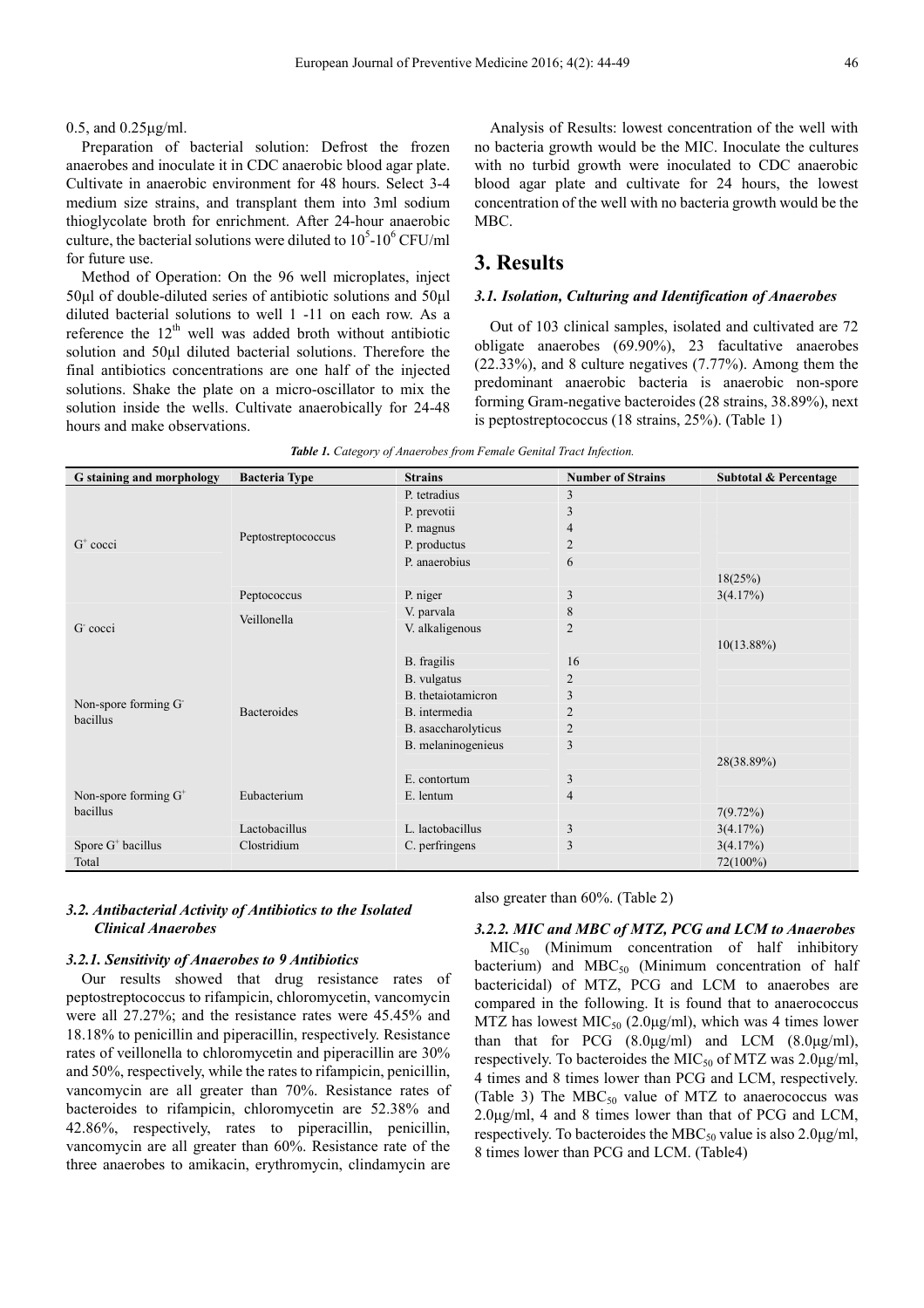0.5, and 0.25μg/ml.

Preparation of bacterial solution: Defrost the frozen anaerobes and inoculate it in CDC anaerobic blood agar plate. Cultivate in anaerobic environment for 48 hours. Select 3-4 medium size strains, and transplant them into 3ml sodium thioglycolate broth for enrichment. After 24-hour anaerobic culture, the bacterial solutions were diluted to $10^5$-$10^6$ CFU/ml for future use.

Method of Operation: On the 96 well microplates, inject 50μl of double-diluted series of antibiotic solutions and 50μl diluted bacterial solutions to well 1 -11 on each row. As a reference the $12^{th}$ well was added broth without antibiotic solution and 50μl diluted bacterial solutions. Therefore the final antibiotics concentrations are one half of the injected solutions. Shake the plate on a micro-oscillator to mix the solution inside the wells. Cultivate anaerobically for 24-48 hours and make observations.

Analysis of Results: lowest concentration of the well with no bacteria growth would be the MIC. Inoculate the cultures with no turbid growth were inoculated to CDC anaerobic blood agar plate and cultivate for 24 hours, the lowest concentration of the well with no bacteria growth would be the MBC.

# 3. Results

### *3.1. Isolation, Culturing and Identification of Anaerobes*

Out of 103 clinical samples, isolated and cultivated are 72 obligate anaerobes (69.90%), 23 facultative anaerobes (22.33%), and 8 culture negatives (7.77%). Among them the predominant anaerobic bacteria is anaerobic non-spore forming Gram-negative bacteroides (28 strains, 38.89%), next is peptostreptococcus (18 strains, 25%). (Table 1)

*Table 1. Category of Anaerobes from Female Genital Tract Infection.*

| G staining and morphology | Bacteria Type | Strains | Number of Strains | Subtotal & Percentage |
|---|---|---|---|---|
| $G^+$ cocci | Peptostreptococcus | P. tetradius | 3 | |
| | | P. prevotii | 3 | |
| | | P. magnus | 4 | |
| | | P. productus | 2 | |
| | | P. anaerobius | 6 | |
| | | | | 18(25%) |
| | Peptococcus | P. niger | 3 | 3(4.17%) |
| $G^-$ cocci | Veillonella | V. parvala | 8 | |
| | | V. alkaligenous | 2 | |
| | | | | 10(13.88%) |
| Non-spore forming $G^-$ bacillus | Bacteroides | B. fragilis | 16 | |
| | | B. vulgatus | 2 | |
| | | B. thetaiotamicron | 3 | |
| | | B. intermedia | 2 | |
| | | B. asaccharolyticus | 2 | |
| | | B. melaninogenieus | 3 | |
| | | | | 28(38.89%) |
| Non-spore forming $G^+$ bacillus | Eubacterium | E. contortum | 3 | |
| | | E. lentum | 4 | |
| | | | | 7(9.72%) |
| | Lactobacillus | L. lactobacillus | 3 | 3(4.17%) |
| Spore $G^+$ bacillus | Clostridium | C. perfringens | 3 | 3(4.17%) |
| Total | | | | 72(100%) |

### *3.2. Antibacterial Activity of Antibiotics to the Isolated Clinical Anaerobes*

#### *3.2.1. Sensitivity of Anaerobes to 9 Antibiotics*

Our results showed that drug resistance rates of peptostreptococcus to rifampicin, chloromycetin, vancomycin were all 27.27%; and the resistance rates were 45.45% and 18.18% to penicillin and piperacillin, respectively. Resistance rates of veillonella to chloromycetin and piperacillin are 30% and 50%, respectively, while the rates to rifampicin, penicillin, vancomycin are all greater than 70%. Resistance rates of bacteroides to rifampicin, chloromycetin are 52.38% and 42.86%, respectively, rates to piperacillin, penicillin, vancomycin are all greater than 60%. Resistance rate of the three anaerobes to amikacin, erythromycin, clindamycin are also greater than 60%. (Table 2)

#### *3.2.2. MIC and MBC of MTZ, PCG and LCM to Anaerobes*

$MIC_{50}$ (Minimum concentration of half inhibitory bacterium) and $MBC_{50}$ (Minimum concentration of half bactericidal) of MTZ, PCG and LCM to anaerobes are compared in the following. It is found that to anaerococcus MTZ has lowest $MIC_{50}$ (2.0μg/ml), which was 4 times lower than that for PCG (8.0μg/ml) and LCM (8.0μg/ml), respectively. To bacteroides the $MIC_{50}$ of MTZ was 2.0μg/ml, 4 times and 8 times lower than PCG and LCM, respectively. (Table 3) The $MBC_{50}$ value of MTZ to anaerococcus was 2.0μg/ml, 4 and 8 times lower than that of PCG and LCM, respectively. To bacteroides the $MBC_{50}$ value is also 2.0μg/ml, 8 times lower than PCG and LCM. (Table4)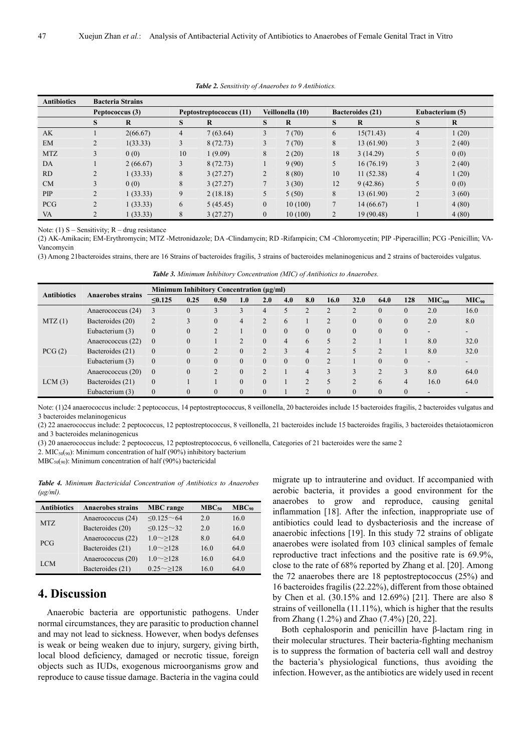*Table 2. Sensitivity of Anaerobes to 9 Antibiotics.*

| Antibiotics | Bacteria Strains | | | | | | | | | |
|---|---|---|---|---|---|---|---|---|---|---|
| | Peptococcus (3) | | Peptostreptococcus (11) | | Veillonella (10) | | Bacteroides (21) | | Eubacterium (5) | |
| | S | R | S | R | S | R | S | R | S | R |
| AK | 1 | 2(66.67) | 4 | 7 (63.64) | 3 | 7 (70) | 6 | 15(71.43) | 4 | 1 (20) |
| EM | 2 | 1(33.33) | 3 | 8 (72.73) | 3 | 7 (70) | 8 | 13 (61.90) | 3 | 2 (40) |
| MTZ | 3 | 0 (0) | 10 | 1 (9.09) | 8 | 2 (20) | 18 | 3 (14.29) | 5 | 0 (0) |
| DA | 1 | 2 (66.67) | 3 | 8 (72.73) | 1 | 9 (90) | 5 | 16 (76.19) | 3 | 2 (40) |
| RD | 2 | 1 (33.33) | 8 | 3 (27.27) | 2 | 8 (80) | 10 | 11 (52.38) | 4 | 1 (20) |
| CM | 3 | 0 (0) | 8 | 3 (27.27) | 7 | 3 (30) | 12 | 9 (42.86) | 5 | 0 (0) |
| PIP | 2 | 1 (33.33) | 9 | 2 (18.18) | 5 | 5 (50) | 8 | 13 (61.90) | 2 | 3 (60) |
| PCG | 2 | 1 (33.33) | 6 | 5 (45.45) | 0 | 10 (100) | 7 | 14 (66.67) | 1 | 4 (80) |
| VA | 2 | 1 (33.33) | 8 | 3 (27.27) | 0 | 10 (100) | 2 | 19 (90.48) | 1 | 4 (80) |

Note: (1) S – Sensitivity; R – drug resistance

(2) AK-Amikacin; EM-Erythromycin; MTZ -Metronidazole; DA -Clindamycin; RD -Rifampicin; CM -Chloromycetin; PIP -Piperacillin; PCG -Penicillin; VA-Vancomycin

(3) Among 21bacteroides strains, there are 16 Strains of bacteroides fragilis, 3 strains of bacteroides melaninogenicus and 2 strains of bacteroides vulgatus.

*Table 3. Minimum Inhibitory Concentration (MIC) of Antibiotics to Anaerobes.*

| Antibiotics | Anaerobes strains | Minimum Inhibitory Concentration (μg/ml) | | | | | | | | | | | | |
|---|---|---|---|---|---|---|---|---|---|---|---|---|---|---|
| | | ≤0.125 | 0.25 | 0.50 | 1.0 | 2.0 | 4.0 | 8.0 | 16.0 | 32.0 | 64.0 | 128 | $MIC_{500}$ | $MIC_{90}$ |
| MTZ (1) | Anaerococcus (24) | 3 | 0 | 3 | 3 | 4 | 5 | 2 | 2 | 2 | 0 | 0 | 2.0 | 16.0 |
| | Bacteroides (20) | 2 | 3 | 0 | 4 | 2 | 6 | 1 | 2 | 0 | 0 | 0 | 2.0 | 8.0 |
| | Eubacterium (3) | 0 | 0 | 2 | 1 | 0 | 0 | 0 | 0 | 0 | 0 | 0 | - | - |
| PCG (2) | Anaerococcus (22) | 0 | 0 | 1 | 2 | 0 | 4 | 6 | 5 | 2 | 1 | 1 | 8.0 | 32.0 |
| | Bacteroides (21) | 0 | 0 | 2 | 0 | 2 | 3 | 4 | 2 | 5 | 2 | 1 | 8.0 | 32.0 |
| | Eubacterium (3) | 0 | 0 | 0 | 0 | 0 | 0 | 0 | 2 | 1 | 0 | 0 | - | - |
| LCM (3) | Anaerococcus (20) | 0 | 0 | 2 | 0 | 2 | 1 | 4 | 3 | 3 | 2 | 3 | 8.0 | 64.0 |
| | Bacteroides (21) | 0 | 1 | 1 | 0 | 0 | 1 | 2 | 5 | 2 | 6 | 4 | 16.0 | 64.0 |
| | Eubacterium (3) | 0 | 0 | 0 | 0 | 0 | 1 | 2 | 0 | 0 | 0 | 0 | - | - |

Note: (1)24 anaerococcus include: 2 peptococcus, 14 peptostreptococcus, 8 veillonella, 20 bacteroides include 15 bacteroides fragilis, 2 bacteroides vulgatus and 3 bacteroides melaninogenicus

(2) 22 anaerococcus include: 2 peptococcus, 12 peptostreptococcus, 8 veillonella, 21 bacteroides include 15 bacteroides fragilis, 3 bacteroides thetaiotaomicron and 3 bacteroides melaninogenicus

(3) 20 anaerococcus include: 2 peptococcus, 12 peptostreptococcus, 6 veillonella, Categories of 21 bacteroides were the same 2

2. $MIC_{50(90)}$: Minimum concentration of half (90%) inhibitory bacterium

$MBC_{50(90)}$: Minimum concentration of half (90%) bactericidal

*Table 4. Minimum Bactericidal Concentration of Antibiotics to Anaerobes (μg/ml).*

| Antibiotics | Anaerobes strains | MBC range | $MBC_{50}$ | $MBC_{90}$ |
|---|---|---|---|---|
| MTZ | Anaerococcus (24) | ≤0.125～64 | 2.0 | 16.0 |
| | Bacteroides (20) | ≤0.125～32 | 2.0 | 16.0 |
| PCG | Anaerococcus (22) | 1.0～≥128 | 8.0 | 64.0 |
| | Bacteroides (21) | 1.0～≥128 | 16.0 | 64.0 |
| LCM | Anaerococcus (20) | 1.0～≥128 | 16.0 | 64.0 |
| | Bacteroides (21) | 0.25～≥128 | 16.0 | 64.0 |

## 4. Discussion

Anaerobic bacteria are opportunistic pathogens. Under normal circumstances, they are parasitic to production channel and may not lead to sickness. However, when bodys defenses is weak or being weaken due to injury, surgery, giving birth, local blood deficiency, damaged or necrotic tissue, foreign objects such as IUDs, exogenous microorganisms grow and reproduce to cause tissue damage. Bacteria in the vagina could migrate up to intrauterine and oviduct. If accompanied with aerobic bacteria, it provides a good environment for the anaerobes to grow and reproduce, causing genital inflammation [18]. After the infection, inappropriate use of antibiotics could lead to dysbacteriosis and the increase of anaerobic infections [19]. In this study 72 strains of obligate anaerobes were isolated from 103 clinical samples of female reproductive tract infections and the positive rate is 69.9%, close to the rate of 68% reported by Zhang et al. [20]. Among the 72 anaerobes there are 18 peptostreptococcus (25%) and 16 bacteroides fragilis (22.22%), different from those obtained by Chen et al. (30.15% and 12.69%) [21]. There are also 8 strains of veillonella (11.11%), which is higher that the results from Zhang (1.2%) and Zhao (7.4%) [20, 22].

Both cephalosporin and penicillin have β-lactam ring in their molecular structures. Their bacteria-fighting mechanism is to suppress the formation of bacteria cell wall and destroy the bacteria's physiological functions, thus avoiding the infection. However, as the antibiotics are widely used in recent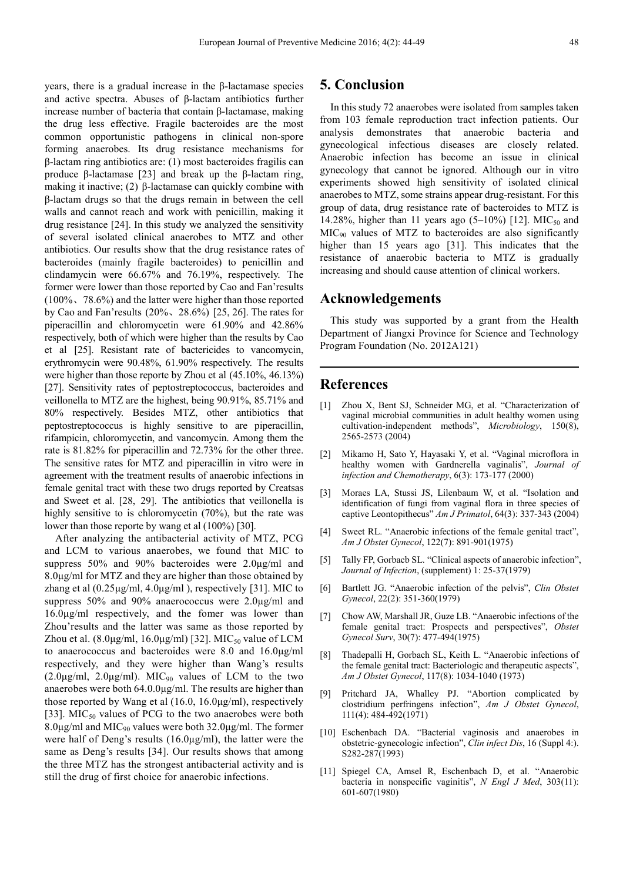years, there is a gradual increase in the β-lactamase species and active spectra. Abuses of β-lactam antibiotics further increase number of bacteria that contain β-lactamase, making the drug less effective. Fragile bacteroides are the most common opportunistic pathogens in clinical non-spore forming anaerobes. Its drug resistance mechanisms for β-lactam ring antibiotics are: (1) most bacteroides fragilis can produce β-lactamase [23] and break up the β-lactam ring, making it inactive; (2) β-lactamase can quickly combine with β-lactam drugs so that the drugs remain in between the cell walls and cannot reach and work with penicillin, making it drug resistance [24]. In this study we analyzed the sensitivity of several isolated clinical anaerobes to MTZ and other antibiotics. Our results show that the drug resistance rates of bacteroides (mainly fragile bacteroides) to penicillin and clindamycin were 66.67% and 76.19%, respectively. The former were lower than those reported by Cao and Fan'results (100%、78.6%) and the latter were higher than those reported by Cao and Fan'results (20%、28.6%) [25, 26]. The rates for piperacillin and chloromycetin were 61.90% and 42.86% respectively, both of which were higher than the results by Cao et al [25]. Resistant rate of bactericides to vancomycin, erythromycin were 90.48%, 61.90% respectively. The results were higher than those reporte by Zhou et al (45.10%, 46.13%) [27]. Sensitivity rates of peptostreptococcus, bacteroides and veillonella to MTZ are the highest, being 90.91%, 85.71% and 80% respectively. Besides MTZ, other antibiotics that peptostreptococcus is highly sensitive to are piperacillin, rifampicin, chloromycetin, and vancomycin. Among them the rate is 81.82% for piperacillin and 72.73% for the other three. The sensitive rates for MTZ and piperacillin in vitro were in agreement with the treatment results of anaerobic infections in female genital tract with these two drugs reported by Creatsas and Sweet et al. [28, 29]. The antibiotics that veillonella is highly sensitive to is chloromycetin (70%), but the rate was lower than those reporte by wang et al (100%) [30].

After analyzing the antibacterial activity of MTZ, PCG and LCM to various anaerobes, we found that MIC to suppress 50% and 90% bacteroides were 2.0μg/ml and 8.0μg/ml for MTZ and they are higher than those obtained by zhang et al (0.25μg/ml, 4.0μg/ml ), respectively [31]. MIC to suppress 50% and 90% anaerococcus were 2.0μg/ml and 16.0μg/ml respectively, and the fomer was lower than Zhou'results and the latter was same as those reported by Zhou et al. (8.0μg/ml, 16.0μg/ml) [32]. $MIC_{50}$ value of LCM to anaerococcus and bacteroides were 8.0 and 16.0μg/ml respectively, and they were higher than Wang's results (2.0μg/ml, 2.0μg/ml). $MIC_{90}$ values of LCM to the two anaerobes were both 64.0.0μg/ml. The results are higher than those reported by Wang et al (16.0, 16.0μg/ml), respectively [33]. $MIC_{50}$ values of PCG to the two anaerobes were both 8.0μg/ml and $MIC_{90}$ values were both 32.0μg/ml. The former were half of Deng's results (16.0μg/ml), the latter were the same as Deng's results [34]. Our results shows that among the three MTZ has the strongest antibacterial activity and is still the drug of first choice for anaerobic infections.

## 5. Conclusion

In this study 72 anaerobes were isolated from samples taken from 103 female reproduction tract infection patients. Our analysis demonstrates that anaerobic bacteria and gynecological infectious diseases are closely related. Anaerobic infection has become an issue in clinical gynecology that cannot be ignored. Although our in vitro experiments showed high sensitivity of isolated clinical anaerobes to MTZ, some strains appear drug-resistant. For this group of data, drug resistance rate of bacteroides to MTZ is 14.28%, higher than 11 years ago (5–10%) [12]. $MIC_{50}$ and $MIC_{90}$ values of MTZ to bacteroides are also significantly higher than 15 years ago [31]. This indicates that the resistance of anaerobic bacteria to MTZ is gradually increasing and should cause attention of clinical workers.

## Acknowledgements

This study was supported by a grant from the Health Department of Jiangxi Province for Science and Technology Program Foundation (No. 2012A121)

## References

[1] Zhou X, Bent SJ, Schneider MG, et al. "Characterization of vaginal microbial communities in adult healthy women using cultivation-independent methods", *Microbiology*, 150(8), 2565-2573 (2004)

[2] Mikamo H, Sato Y, Hayasaki Y, et al. "Vaginal microflora in healthy women with Gardnerella vaginalis", *Journal of infection and Chemotherapy*, 6(3): 173-177 (2000)

[3] Moraes LA, Stussi JS, Lilenbaum W, et al. "Isolation and identification of fungi from vaginal flora in three species of captive Leontopithecus" *Am J Primatol*, 64(3): 337-343 (2004)

[4] Sweet RL. "Anaerobic infections of the female genital tract", *Am J Obstet Gynecol*, 122(7): 891-901(1975)

[5] Tally FP, Gorbacb SL. "Clinical aspects of anaerobic infection", *Journal of Infection*, (supplement) 1: 25-37(1979)

[6] Bartlett JG. "Anaerobic infection of the pelvis", *Clin Obstet Gynecol*, 22(2): 351-360(1979)

[7] Chow AW, Marshall JR, Guze LB. "Anaerobic infections of the female genital tract: Prospects and perspectives", *Obstet Gynecol Surv*, 30(7): 477-494(1975)

[8] Thadepalli H, Gorbach SL, Keith L. "Anaerobic infections of the female genital tract: Bacteriologic and therapeutic aspects", *Am J Obstet Gynecol*, 117(8): 1034-1040 (1973)

[9] Pritchard JA, Whalley PJ. "Abortion complicated by clostridium perfringens infection", *Am J Obstet Gynecol*, 111(4): 484-492(1971)

[10] Eschenbach DA. "Bacterial vaginosis and anaerobes in obstetric-gynecologic infection", *Clin infect Dis*, 16 (Suppl 4:). S282-287(1993)

[11] Spiegel CA, Amsel R, Eschenbach D, et al. "Anaerobic bacteria in nonspecific vaginitis", *N Engl J Med*, 303(11): 601-607(1980)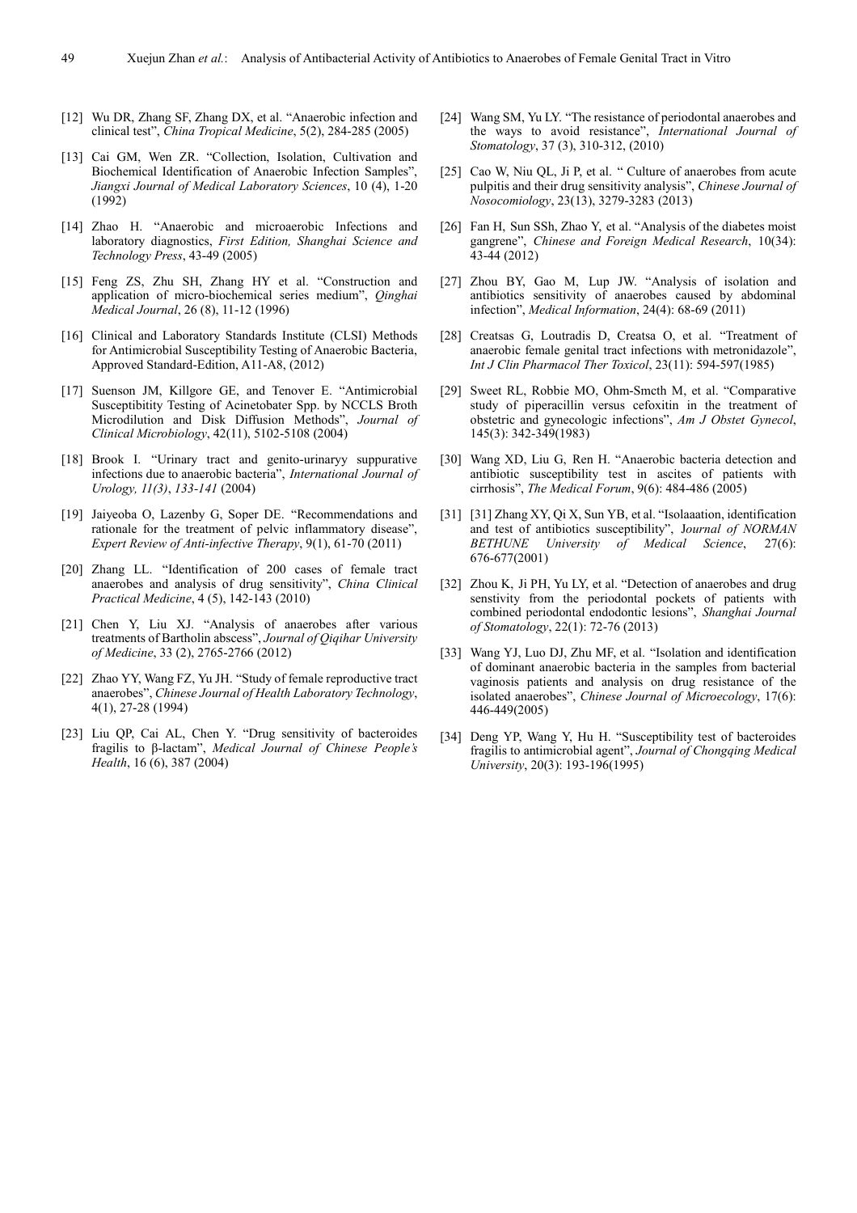[12] Wu DR, Zhang SF, Zhang DX, et al. "Anaerobic infection and clinical test", *China Tropical Medicine*, 5(2), 284-285 (2005)

[13] Cai GM, Wen ZR. "Collection, Isolation, Cultivation and Biochemical Identification of Anaerobic Infection Samples", *Jiangxi Journal of Medical Laboratory Sciences*, 10 (4), 1-20 (1992)

[14] Zhao H. "Anaerobic and microaerobic Infections and laboratory diagnostics, *First Edition, Shanghai Science and Technology Press*, 43-49 (2005)

[15] Feng ZS, Zhu SH, Zhang HY et al. "Construction and application of micro-biochemical series medium", *Qinghai Medical Journal*, 26 (8), 11-12 (1996)

[16] Clinical and Laboratory Standards Institute (CLSI) Methods for Antimicrobial Susceptibility Testing of Anaerobic Bacteria, Approved Standard-Edition, A11-A8, (2012)

[17] Suenson JM, Killgore GE, and Tenover E. "Antimicrobial Susceptibitity Testing of Acinetobater Spp. by NCCLS Broth Microdilution and Disk Diffusion Methods", *Journal of Clinical Microbiology*, 42(11), 5102-5108 (2004)

[18] Brook I. "Urinary tract and genito-urinaryy suppurative infections due to anaerobic bacteria", *International Journal of Urology, 11(3)*, *133-141* (2004)

[19] Jaiyeoba O, Lazenby G, Soper DE. "Recommendations and rationale for the treatment of pelvic inflammatory disease", *Expert Review of Anti-infective Therapy*, 9(1), 61-70 (2011)

[20] Zhang LL. "Identification of 200 cases of female tract anaerobes and analysis of drug sensitivity", *China Clinical Practical Medicine*, 4 (5), 142-143 (2010)

[21] Chen Y, Liu XJ. "Analysis of anaerobes after various treatments of Bartholin abscess", *Journal of Qiqihar University of Medicine*, 33 (2), 2765-2766 (2012)

[22] Zhao YY, Wang FZ, Yu JH. "Study of female reproductive tract anaerobes", *Chinese Journal of Health Laboratory Technology*, 4(1), 27-28 (1994)

[23] Liu QP, Cai AL, Chen Y. "Drug sensitivity of bacteroides fragilis to β-lactam", *Medical Journal of Chinese People's Health*, 16 (6), 387 (2004)

[24] Wang SM, Yu LY. "The resistance of periodontal anaerobes and the ways to avoid resistance", *International Journal of Stomatology*, 37 (3), 310-312, (2010)

[25] Cao W, Niu QL, Ji P, et al. " Culture of anaerobes from acute pulpitis and their drug sensitivity analysis", *Chinese Journal of Nosocomiology*, 23(13), 3279-3283 (2013)

[26] Fan H, Sun SSh, Zhao Y, et al. "Analysis of the diabetes moist gangrene", *Chinese and Foreign Medical Research*, 10(34): 43-44 (2012)

[27] Zhou BY, Gao M, Lup JW. "Analysis of isolation and antibiotics sensitivity of anaerobes caused by abdominal infection", *Medical Information*, 24(4): 68-69 (2011)

[28] Creatsas G, Loutradis D, Creatsa O, et al. "Treatment of anaerobic female genital tract infections with metronidazole", *Int J Clin Pharmacol Ther Toxicol*, 23(11): 594-597(1985)

[29] Sweet RL, Robbie MO, Ohm-Smcth M, et al. "Comparative study of piperacillin versus cefoxitin in the treatment of obstetric and gynecologic infections", *Am J Obstet Gynecol*, 145(3): 342-349(1983)

[30] Wang XD, Liu G, Ren H. "Anaerobic bacteria detection and antibiotic susceptibility test in ascites of patients with cirrhosis", *The Medical Forum*, 9(6): 484-486 (2005)

[31] [31] Zhang XY, Qi X, Sun YB, et al. "Isolaaation, identification and test of antibiotics susceptibility", J*ournal of NORMAN BETHUNE University of Medical Science*, 27(6): 676-677(2001)

[32] Zhou K, Ji PH, Yu LY, et al. "Detection of anaerobes and drug senstivity from the periodontal pockets of patients with combined periodontal endodontic lesions", *Shanghai Journal of Stomatology*, 22(1): 72-76 (2013)

[33] Wang YJ, Luo DJ, Zhu MF, et al. "Isolation and identification of dominant anaerobic bacteria in the samples from bacterial vaginosis patients and analysis on drug resistance of the isolated anaerobes", *Chinese Journal of Microecology*, 17(6): 446-449(2005)

[34] Deng YP, Wang Y, Hu H. "Susceptibility test of bacteroides fragilis to antimicrobial agent", *Journal of Chongqing Medical University*, 20(3): 193-196(1995)